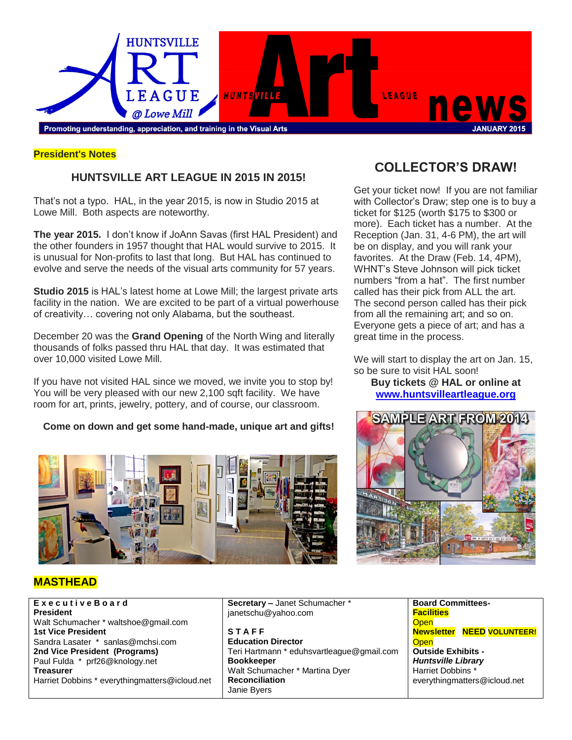# HUNTSVILLE ART LEAGUE @ Lowe Mill — HUNTSVILLE Art LEAGUE news

Promoting understanding, appreciation, and training in the Visual Arts

JANUARY 2015

**President's Notes**

### HUNTSVILLE ART LEAGUE IN 2015 IN 2015!

That's not a typo. HAL, in the year 2015, is now in Studio 2015 at Lowe Mill. Both aspects are noteworthy.

**The year 2015.** I don't know if JoAnn Savas (first HAL President) and the other founders in 1957 thought that HAL would survive to 2015. It is unusual for Non-profits to last that long. But HAL has continued to evolve and serve the needs of the visual arts community for 57 years.

**Studio 2015** is HAL's latest home at Lowe Mill; the largest private arts facility in the nation. We are excited to be part of a virtual powerhouse of creativity… covering not only Alabama, but the southeast.

December 20 was the **Grand Opening** of the North Wing and literally thousands of folks passed thru HAL that day. It was estimated that over 10,000 visited Lowe Mill.

If you have not visited HAL since we moved, we invite you to stop by! You will be very pleased with our new 2,100 sqft facility. We have room for art, prints, jewelry, pottery, and of course, our classroom.

**Come on down and get some hand-made, unique art and gifts!**

## COLLECTOR'S DRAW!

Get your ticket now! If you are not familiar with Collector's Draw; step one is to buy a ticket for $125 (worth $175 to $300 or more). Each ticket has a number. At the Reception (Jan. 31, 4-6 PM), the art will be on display, and you will rank your favorites. At the Draw (Feb. 14, 4PM), WHNT's Steve Johnson will pick ticket numbers "from a hat". The first number called has their pick from ALL the art. The second person called has their pick from all the remaining art; and so on. Everyone gets a piece of art; and has a great time in the process.

We will start to display the art on Jan. 15, so be sure to visit HAL soon!

**Buy tickets @ HAL or online at [www.huntsvilleartleague.org](www.huntsvilleartleague.org)**

SAMPLE ART FROM 2014

## MASTHEAD

| **Executive Board** | **Secretary –** Janet Schumacher * janetschu@yahoo.com | **Board Committees-** |
|---|---|---|
| **President** Walt Schumacher * waltshoe@gmail.com | **STAFF** | **Facilities** Open |
| **1st Vice President** Sandra Lasater * sanlas@mchsi.com | **Education Director** Teri Hartmann * eduhsvartleague@gmail.com | **Newsletter NEED VOLUNTEER!** Open |
| **2nd Vice President (Programs)** Paul Fulda * prf26@knology.net | **Bookkeeper** Walt Schumacher * Martina Dyer | **Outside Exhibits -** ***Huntsville Library*** Harriet Dobbins * everythingmatters@icloud.net |
| **Treasurer** Harriet Dobbins * everythingmatters@icloud.net | **Reconciliation** Janie Byers | |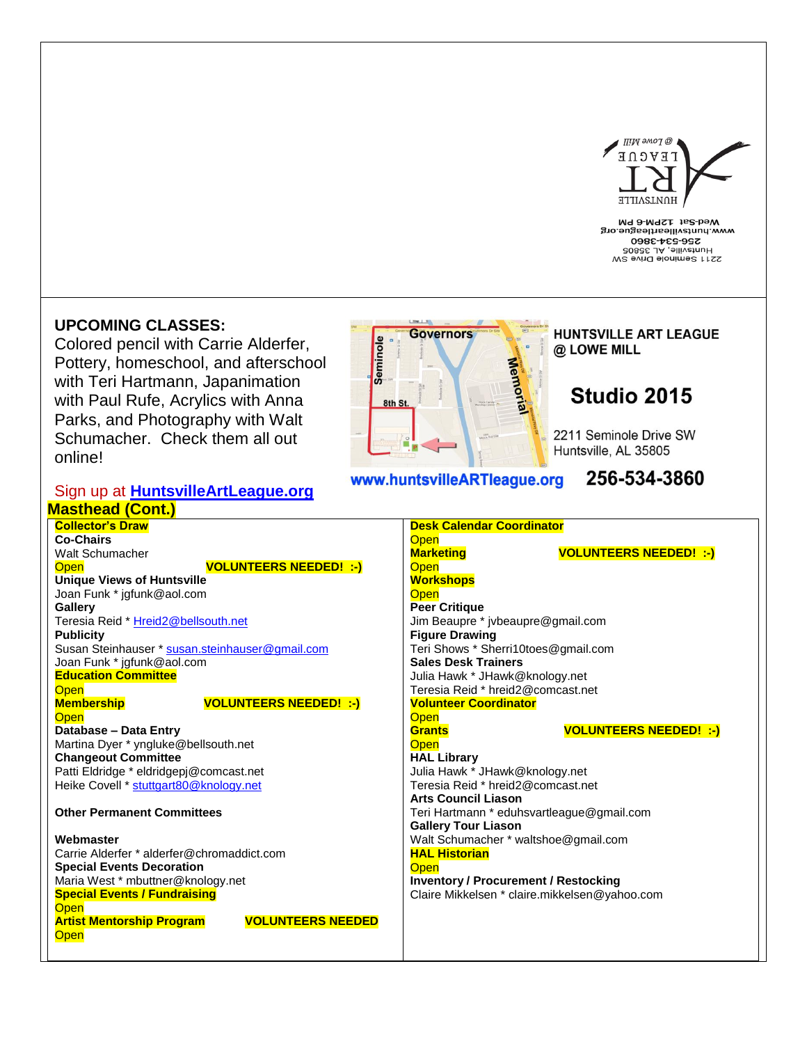@ Lowe Mill
LEAGUE
ART
HUNTSVILLE

Wed-Sat 12PM-6 PM
www.huntsvilleartleague.org
256-534-3860
Huntsville, AL 35805
2211 Seminole Drive SW

**UPCOMING CLASSES:**

Colored pencil with Carrie Alderfer, Pottery, homeschool, and afterschool with Teri Hartmann, Japanimation with Paul Rufe, Acrylics with Anna Parks, and Photography with Walt Schumacher. Check them all out online!

Sign up at **HuntsvilleArtLeague.org**

Governors
Seminole
8th St.
Memorial

**HUNTSVILLE ART LEAGUE @ LOWE MILL**

**Studio 2015**

2211 Seminole Drive SW
Huntsville, AL 35805

**www.huntsvilleARTleague.org** **256-534-3860**

## Masthead (Cont.)

**Collector's Draw**
**Co-Chairs**
Walt Schumacher
Open **VOLUNTEERS NEEDED! :-)**

**Unique Views of Huntsville**
Joan Funk * jgfunk@aol.com

**Gallery**
Teresia Reid * Hreid2@bellsouth.net

**Publicity**
Susan Steinhauser * susan.steinhauser@gmail.com
Joan Funk * jgfunk@aol.com

**Education Committee**
Open

**Membership** **VOLUNTEERS NEEDED! :-)**
Open

**Database – Data Entry**
Martina Dyer * yngluke@bellsouth.net

**Changeout Committee**
Patti Eldridge * eldridgepj@comcast.net
Heike Covell * stuttgart80@knology.net

**Other Permanent Committees**

**Webmaster**
Carrie Alderfer * alderfer@chromaddict.com

**Special Events Decoration**
Maria West * mbuttner@knology.net

**Special Events / Fundraising**
Open

**Artist Mentorship Program** **VOLUNTEERS NEEDED**
Open

**Desk Calendar Coordinator**
Open

**Marketing** **VOLUNTEERS NEEDED! :-)**
Open

**Workshops**
Open

**Peer Critique**
Jim Beaupre * jvbeaupre@gmail.com

**Figure Drawing**
Teri Shows * Sherri10toes@gmail.com

**Sales Desk Trainers**
Julia Hawk * JHawk@knology.net
Teresia Reid * hreid2@comcast.net

**Volunteer Coordinator**
Open

**Grants** **VOLUNTEERS NEEDED! :-)**
Open

**HAL Library**
Julia Hawk * JHawk@knology.net
Teresia Reid * hreid2@comcast.net

**Arts Council Liason**
Teri Hartmann * eduhsvartleague@gmail.com

**Gallery Tour Liason**
Walt Schumacher * waltshoe@gmail.com

**HAL Historian**
Open

**Inventory / Procurement / Restocking**
Claire Mikkelsen * claire.mikkelsen@yahoo.com